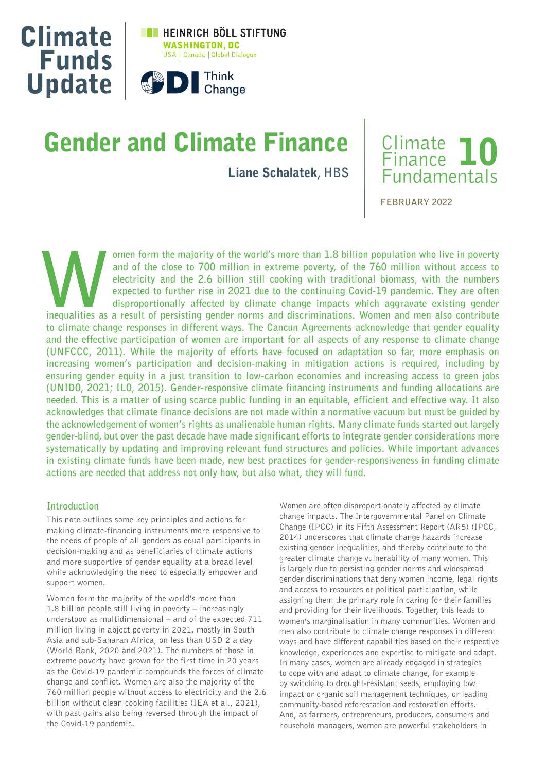Climate Funds Update

HEINRICH BÖLL STIFTUNG
WASHINGTON, DC
USA | Canada | Global Dialogue

ODI Think Change

# Gender and Climate Finance

**Liane Schalatek**, HBS

Climate Finance Fundamentals 10

FEBRUARY 2022

**Women form the majority of the world's more than 1.8 billion population who live in poverty and of the close to 700 million in extreme poverty, of the 760 million without access to electricity and the 2.6 billion still cooking with traditional biomass, with the numbers expected to further rise in 2021 due to the continuing Covid-19 pandemic. They are often disproportionally affected by climate change impacts which aggravate existing gender inequalities as a result of persisting gender norms and discriminations. Women and men also contribute to climate change responses in different ways. The Cancun Agreements acknowledge that gender equality and the effective participation of women are important for all aspects of any response to climate change (UNFCCC, 2011). While the majority of efforts have focused on adaptation so far, more emphasis on increasing women's participation and decision-making in mitigation actions is required, including by ensuring gender equity in a just transition to low-carbon economies and increasing access to green jobs (UNIDO, 2021; ILO, 2015). Gender-responsive climate financing instruments and funding allocations are needed. This is a matter of using scarce public funding in an equitable, efficient and effective way. It also acknowledges that climate finance decisions are not made within a normative vacuum but must be guided by the acknowledgement of women's rights as unalienable human rights. Many climate funds started out largely gender-blind, but over the past decade have made significant efforts to integrate gender considerations more systematically by updating and improving relevant fund structures and policies. While important advances in existing climate funds have been made, new best practices for gender-responsiveness in funding climate actions are needed that address not only how, but also what, they will fund.**

## Introduction

This note outlines some key principles and actions for making climate-financing instruments more responsive to the needs of people of all genders as equal participants in decision-making and as beneficiaries of climate actions and more supportive of gender equality at a broad level while acknowledging the need to especially empower and support women.

Women form the majority of the world's more than 1.8 billion people still living in poverty – increasingly understood as multidimensional – and of the expected 711 million living in abject poverty in 2021, mostly in South Asia and sub-Saharan Africa, on less than USD 2 a day (World Bank, 2020 and 2021). The numbers of those in extreme poverty have grown for the first time in 20 years as the Covid-19 pandemic compounds the forces of climate change and conflict. Women are also the majority of the 760 million people without access to electricity and the 2.6 billion without clean cooking facilities (IEA et al., 2021), with past gains also being reversed through the impact of the Covid-19 pandemic.

Women are often disproportionally affected by climate change impacts. The Intergovernmental Panel on Climate Change (IPCC) in its Fifth Assessment Report (AR5) (IPCC, 2014) underscores that climate change hazards increase existing gender inequalities, and thereby contribute to the greater climate change vulnerability of many women. This is largely due to persisting gender norms and widespread gender discriminations that deny women income, legal rights and access to resources or political participation, while assigning them the primary role in caring for their families and providing for their livelihoods. Together, this leads to women's marginalisation in many communities. Women and men also contribute to climate change responses in different ways and have different capabilities based on their respective knowledge, experiences and expertise to mitigate and adapt. In many cases, women are already engaged in strategies to cope with and adapt to climate change, for example by switching to drought-resistant seeds, employing low impact or organic soil management techniques, or leading community-based reforestation and restoration efforts. And, as farmers, entrepreneurs, producers, consumers and household managers, women are powerful stakeholders in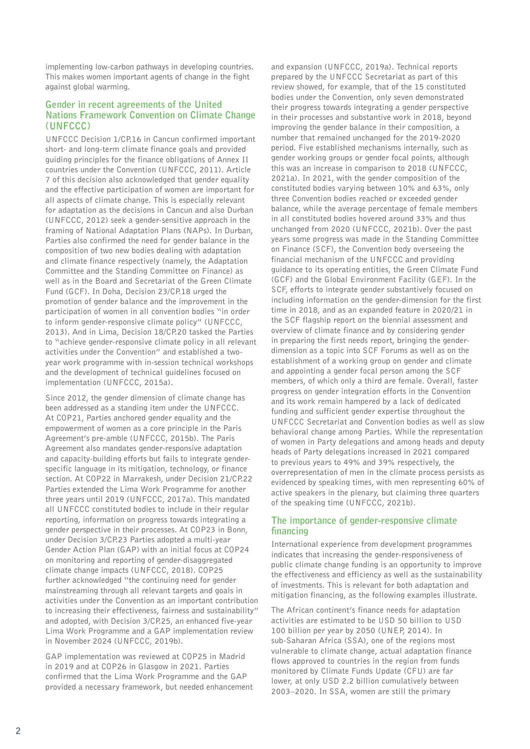implementing low-carbon pathways in developing countries. This makes women important agents of change in the fight against global warming.

## Gender in recent agreements of the United Nations Framework Convention on Climate Change (UNFCCC)

UNFCCC Decision 1/CP.16 in Cancun confirmed important short- and long-term climate finance goals and provided guiding principles for the finance obligations of Annex II countries under the Convention (UNFCCC, 2011). Article 7 of this decision also acknowledged that gender equality and the effective participation of women are important for all aspects of climate change. This is especially relevant for adaptation as the decisions in Cancun and also Durban (UNFCCC, 2012) seek a gender-sensitive approach in the framing of National Adaptation Plans (NAPs). In Durban, Parties also confirmed the need for gender balance in the composition of two new bodies dealing with adaptation and climate finance respectively (namely, the Adaptation Committee and the Standing Committee on Finance) as well as in the Board and Secretariat of the Green Climate Fund (GCF). In Doha, Decision 23/CP.18 urged the promotion of gender balance and the improvement in the participation of women in all convention bodies "in order to inform gender-responsive climate policy" (UNFCCC, 2013). And in Lima, Decision 18/CP.20 tasked the Parties to "achieve gender-responsive climate policy in all relevant activities under the Convention" and established a two-year work programme with in-session technical workshops and the development of technical guidelines focused on implementation (UNFCCC, 2015a).

Since 2012, the gender dimension of climate change has been addressed as a standing item under the UNFCCC. At COP21, Parties anchored gender equality and the empowerment of women as a core principle in the Paris Agreement's pre-amble (UNFCCC, 2015b). The Paris Agreement also mandates gender-responsive adaptation and capacity-building efforts but fails to integrate gender-specific language in its mitigation, technology, or finance section. At COP22 in Marrakesh, under Decision 21/CP.22 Parties extended the Lima Work Programme for another three years until 2019 (UNFCCC, 2017a). This mandated all UNFCCC constituted bodies to include in their regular reporting, information on progress towards integrating a gender perspective in their processes. At COP23 in Bonn, under Decision 3/CP.23 Parties adopted a multi-year Gender Action Plan (GAP) with an initial focus at COP24 on monitoring and reporting of gender-disaggregated climate change impacts (UNFCCC, 2018). COP25 further acknowledged "the continuing need for gender mainstreaming through all relevant targets and goals in activities under the Convention as an important contribution to increasing their effectiveness, fairness and sustainability" and adopted, with Decision 3/CP.25, an enhanced five-year Lima Work Programme and a GAP implementation review in November 2024 (UNFCCC, 2019b).

GAP implementation was reviewed at COP25 in Madrid in 2019 and at COP26 in Glasgow in 2021. Parties confirmed that the Lima Work Programme and the GAP provided a necessary framework, but needed enhancement and expansion (UNFCCC, 2019a). Technical reports prepared by the UNFCCC Secretariat as part of this review showed, for example, that of the 15 constituted bodies under the Convention, only seven demonstrated their progress towards integrating a gender perspective in their processes and substantive work in 2018, beyond improving the gender balance in their composition, a number that remained unchanged for the 2019-2020 period. Five established mechanisms internally, such as gender working groups or gender focal points, although this was an increase in comparison to 2018 (UNFCCC, 2021a). In 2021, with the gender composition of the constituted bodies varying between 10% and 63%, only three Convention bodies reached or exceeded gender balance, while the average percentage of female members in all constituted bodies hovered around 33% and thus unchanged from 2020 (UNFCCC, 2021b). Over the past years some progress was made in the Standing Committee on Finance (SCF), the Convention body overseeing the financial mechanism of the UNFCCC and providing guidance to its operating entities, the Green Climate Fund (GCF) and the Global Environment Facility (GEF). In the SCF, efforts to integrate gender substantively focused on including information on the gender-dimension for the first time in 2018, and as an expanded feature in 2020/21 in the SCF flagship report on the biennial assessment and overview of climate finance and by considering gender in preparing the first needs report, bringing the gender-dimension as a topic into SCF Forums as well as on the establishment of a working group on gender and climate and appointing a gender focal person among the SCF members, of which only a third are female. Overall, faster progress on gender integration efforts in the Convention and its work remain hampered by a lack of dedicated funding and sufficient gender expertise throughout the UNFCCC Secretariat and Convention bodies as well as slow behavioral change among Parties. While the representation of women in Party delegations and among heads and deputy heads of Party delegations increased in 2021 compared to previous years to 49% and 39% respectively, the overrepresentation of men in the climate process persists as evidenced by speaking times, with men representing 60% of active speakers in the plenary, but claiming three quarters of the speaking time (UNFCCC, 2021b).

## The importance of gender-responsive climate financing

International experience from development programmes indicates that increasing the gender-responsiveness of public climate change funding is an opportunity to improve the effectiveness and efficiency as well as the sustainability of investments. This is relevant for both adaptation and mitigation financing, as the following examples illustrate.

The African continent's finance needs for adaptation activities are estimated to be USD 50 billion to USD 100 billion per year by 2050 (UNEP, 2014). In sub-Saharan Africa (SSA), one of the regions most vulnerable to climate change, actual adaptation finance flows approved to countries in the region from funds monitored by Climate Funds Update (CFU) are far lower, at only USD 2.2 billion cumulatively between 2003–2020. In SSA, women are still the primary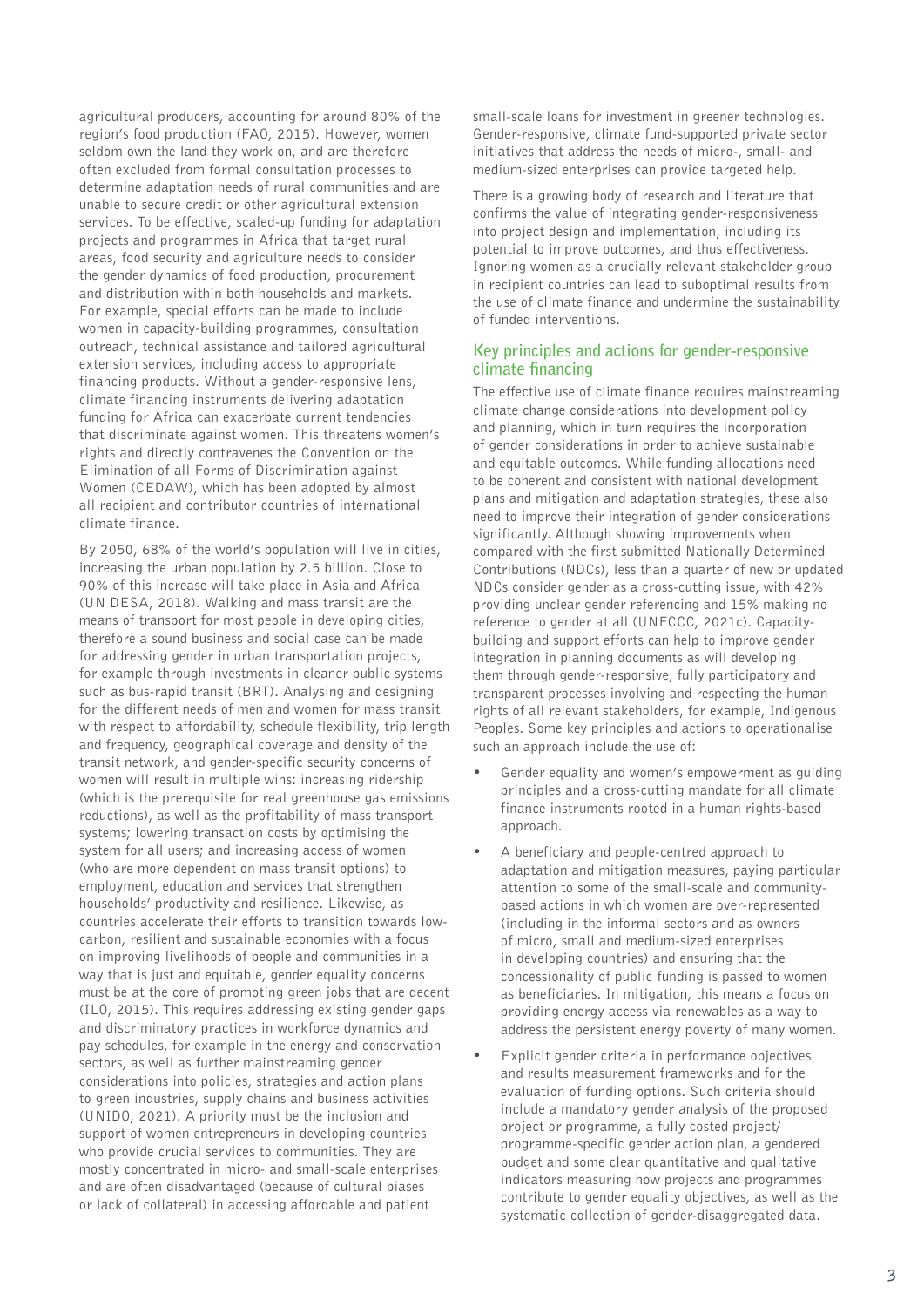agricultural producers, accounting for around 80% of the region's food production (FAO, 2015). However, women seldom own the land they work on, and are therefore often excluded from formal consultation processes to determine adaptation needs of rural communities and are unable to secure credit or other agricultural extension services. To be effective, scaled-up funding for adaptation projects and programmes in Africa that target rural areas, food security and agriculture needs to consider the gender dynamics of food production, procurement and distribution within both households and markets. For example, special efforts can be made to include women in capacity-building programmes, consultation outreach, technical assistance and tailored agricultural extension services, including access to appropriate financing products. Without a gender-responsive lens, climate financing instruments delivering adaptation funding for Africa can exacerbate current tendencies that discriminate against women. This threatens women's rights and directly contravenes the Convention on the Elimination of all Forms of Discrimination against Women (CEDAW), which has been adopted by almost all recipient and contributor countries of international climate finance.

By 2050, 68% of the world's population will live in cities, increasing the urban population by 2.5 billion. Close to 90% of this increase will take place in Asia and Africa (UN DESA, 2018). Walking and mass transit are the means of transport for most people in developing cities, therefore a sound business and social case can be made for addressing gender in urban transportation projects, for example through investments in cleaner public systems such as bus-rapid transit (BRT). Analysing and designing for the different needs of men and women for mass transit with respect to affordability, schedule flexibility, trip length and frequency, geographical coverage and density of the transit network, and gender-specific security concerns of women will result in multiple wins: increasing ridership (which is the prerequisite for real greenhouse gas emissions reductions), as well as the profitability of mass transport systems; lowering transaction costs by optimising the system for all users; and increasing access of women (who are more dependent on mass transit options) to employment, education and services that strengthen households' productivity and resilience. Likewise, as countries accelerate their efforts to transition towards low-carbon, resilient and sustainable economies with a focus on improving livelihoods of people and communities in a way that is just and equitable, gender equality concerns must be at the core of promoting green jobs that are decent (ILO, 2015). This requires addressing existing gender gaps and discriminatory practices in workforce dynamics and pay schedules, for example in the energy and conservation sectors, as well as further mainstreaming gender considerations into policies, strategies and action plans to green industries, supply chains and business activities (UNIDO, 2021). A priority must be the inclusion and support of women entrepreneurs in developing countries who provide crucial services to communities. They are mostly concentrated in micro- and small-scale enterprises and are often disadvantaged (because of cultural biases or lack of collateral) in accessing affordable and patient small-scale loans for investment in greener technologies. Gender-responsive, climate fund-supported private sector initiatives that address the needs of micro-, small- and medium-sized enterprises can provide targeted help.

There is a growing body of research and literature that confirms the value of integrating gender-responsiveness into project design and implementation, including its potential to improve outcomes, and thus effectiveness. Ignoring women as a crucially relevant stakeholder group in recipient countries can lead to suboptimal results from the use of climate finance and undermine the sustainability of funded interventions.

## Key principles and actions for gender-responsive climate financing

The effective use of climate finance requires mainstreaming climate change considerations into development policy and planning, which in turn requires the incorporation of gender considerations in order to achieve sustainable and equitable outcomes. While funding allocations need to be coherent and consistent with national development plans and mitigation and adaptation strategies, these also need to improve their integration of gender considerations significantly. Although showing improvements when compared with the first submitted Nationally Determined Contributions (NDCs), less than a quarter of new or updated NDCs consider gender as a cross-cutting issue, with 42% providing unclear gender referencing and 15% making no reference to gender at all (UNFCCC, 2021c). Capacity-building and support efforts can help to improve gender integration in planning documents as will developing them through gender-responsive, fully participatory and transparent processes involving and respecting the human rights of all relevant stakeholders, for example, Indigenous Peoples. Some key principles and actions to operationalise such an approach include the use of:

- Gender equality and women's empowerment as guiding principles and a cross-cutting mandate for all climate finance instruments rooted in a human rights-based approach.
- A beneficiary and people-centred approach to adaptation and mitigation measures, paying particular attention to some of the small-scale and community-based actions in which women are over-represented (including in the informal sectors and as owners of micro, small and medium-sized enterprises in developing countries) and ensuring that the concessionality of public funding is passed to women as beneficiaries. In mitigation, this means a focus on providing energy access via renewables as a way to address the persistent energy poverty of many women.
- Explicit gender criteria in performance objectives and results measurement frameworks and for the evaluation of funding options. Such criteria should include a mandatory gender analysis of the proposed project or programme, a fully costed project/programme-specific gender action plan, a gendered budget and some clear quantitative and qualitative indicators measuring how projects and programmes contribute to gender equality objectives, as well as the systematic collection of gender-disaggregated data.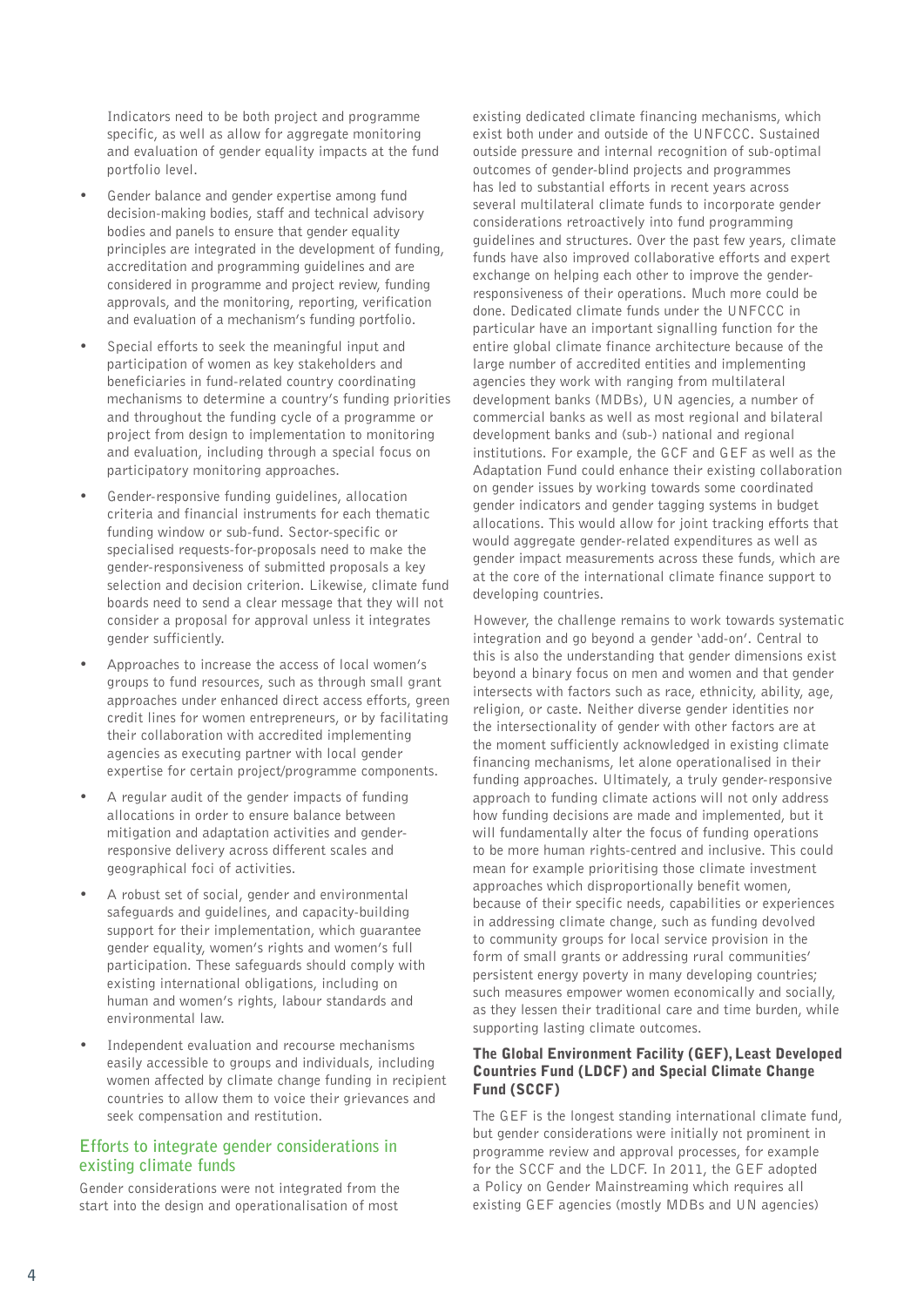Indicators need to be both project and programme specific, as well as allow for aggregate monitoring and evaluation of gender equality impacts at the fund portfolio level.

- Gender balance and gender expertise among fund decision-making bodies, staff and technical advisory bodies and panels to ensure that gender equality principles are integrated in the development of funding, accreditation and programming guidelines and are considered in programme and project review, funding approvals, and the monitoring, reporting, verification and evaluation of a mechanism's funding portfolio.
- Special efforts to seek the meaningful input and participation of women as key stakeholders and beneficiaries in fund-related country coordinating mechanisms to determine a country's funding priorities and throughout the funding cycle of a programme or project from design to implementation to monitoring and evaluation, including through a special focus on participatory monitoring approaches.
- Gender-responsive funding guidelines, allocation criteria and financial instruments for each thematic funding window or sub-fund. Sector-specific or specialised requests-for-proposals need to make the gender-responsiveness of submitted proposals a key selection and decision criterion. Likewise, climate fund boards need to send a clear message that they will not consider a proposal for approval unless it integrates gender sufficiently.
- Approaches to increase the access of local women's groups to fund resources, such as through small grant approaches under enhanced direct access efforts, green credit lines for women entrepreneurs, or by facilitating their collaboration with accredited implementing agencies as executing partner with local gender expertise for certain project/programme components.
- A regular audit of the gender impacts of funding allocations in order to ensure balance between mitigation and adaptation activities and gender-responsive delivery across different scales and geographical foci of activities.
- A robust set of social, gender and environmental safeguards and guidelines, and capacity-building support for their implementation, which guarantee gender equality, women's rights and women's full participation. These safeguards should comply with existing international obligations, including on human and women's rights, labour standards and environmental law.
- Independent evaluation and recourse mechanisms easily accessible to groups and individuals, including women affected by climate change funding in recipient countries to allow them to voice their grievances and seek compensation and restitution.

## Efforts to integrate gender considerations in existing climate funds

Gender considerations were not integrated from the start into the design and operationalisation of most existing dedicated climate financing mechanisms, which exist both under and outside of the UNFCCC. Sustained outside pressure and internal recognition of sub-optimal outcomes of gender-blind projects and programmes has led to substantial efforts in recent years across several multilateral climate funds to incorporate gender considerations retroactively into fund programming guidelines and structures. Over the past few years, climate funds have also improved collaborative efforts and expert exchange on helping each other to improve the gender-responsiveness of their operations. Much more could be done. Dedicated climate funds under the UNFCCC in particular have an important signalling function for the entire global climate finance architecture because of the large number of accredited entities and implementing agencies they work with ranging from multilateral development banks (MDBs), UN agencies, a number of commercial banks as well as most regional and bilateral development banks and (sub-) national and regional institutions. For example, the GCF and GEF as well as the Adaptation Fund could enhance their existing collaboration on gender issues by working towards some coordinated gender indicators and gender tagging systems in budget allocations. This would allow for joint tracking efforts that would aggregate gender-related expenditures as well as gender impact measurements across these funds, which are at the core of the international climate finance support to developing countries.

However, the challenge remains to work towards systematic integration and go beyond a gender 'add-on'. Central to this is also the understanding that gender dimensions exist beyond a binary focus on men and women and that gender intersects with factors such as race, ethnicity, ability, age, religion, or caste. Neither diverse gender identities nor the intersectionality of gender with other factors are at the moment sufficiently acknowledged in existing climate financing mechanisms, let alone operationalised in their funding approaches. Ultimately, a truly gender-responsive approach to funding climate actions will not only address how funding decisions are made and implemented, but it will fundamentally alter the focus of funding operations to be more human rights-centred and inclusive. This could mean for example prioritising those climate investment approaches which disproportionally benefit women, because of their specific needs, capabilities or experiences in addressing climate change, such as funding devolved to community groups for local service provision in the form of small grants or addressing rural communities' persistent energy poverty in many developing countries; such measures empower women economically and socially, as they lessen their traditional care and time burden, while supporting lasting climate outcomes.

### The Global Environment Facility (GEF), Least Developed Countries Fund (LDCF) and Special Climate Change Fund (SCCF)

The GEF is the longest standing international climate fund, but gender considerations were initially not prominent in programme review and approval processes, for example for the SCCF and the LDCF. In 2011, the GEF adopted a Policy on Gender Mainstreaming which requires all existing GEF agencies (mostly MDBs and UN agencies)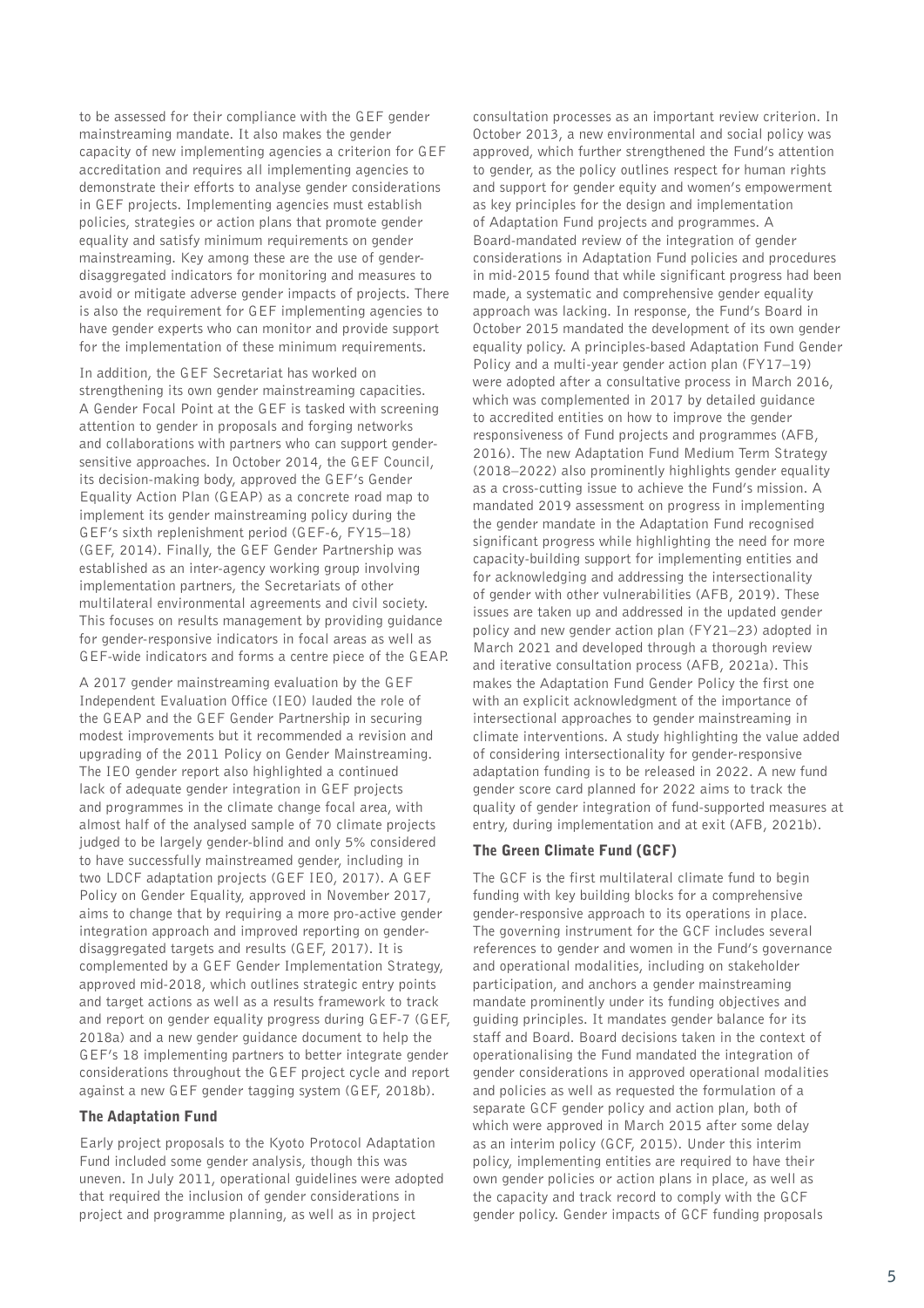to be assessed for their compliance with the GEF gender mainstreaming mandate. It also makes the gender capacity of new implementing agencies a criterion for GEF accreditation and requires all implementing agencies to demonstrate their efforts to analyse gender considerations in GEF projects. Implementing agencies must establish policies, strategies or action plans that promote gender equality and satisfy minimum requirements on gender mainstreaming. Key among these are the use of gender-disaggregated indicators for monitoring and measures to avoid or mitigate adverse gender impacts of projects. There is also the requirement for GEF implementing agencies to have gender experts who can monitor and provide support for the implementation of these minimum requirements.

In addition, the GEF Secretariat has worked on strengthening its own gender mainstreaming capacities. A Gender Focal Point at the GEF is tasked with screening attention to gender in proposals and forging networks and collaborations with partners who can support gender-sensitive approaches. In October 2014, the GEF Council, its decision-making body, approved the GEF's Gender Equality Action Plan (GEAP) as a concrete road map to implement its gender mainstreaming policy during the GEF's sixth replenishment period (GEF-6, FY15–18) (GEF, 2014). Finally, the GEF Gender Partnership was established as an inter-agency working group involving implementation partners, the Secretariats of other multilateral environmental agreements and civil society. This focuses on results management by providing guidance for gender-responsive indicators in focal areas as well as GEF-wide indicators and forms a centre piece of the GEAP.

A 2017 gender mainstreaming evaluation by the GEF Independent Evaluation Office (IEO) lauded the role of the GEAP and the GEF Gender Partnership in securing modest improvements but it recommended a revision and upgrading of the 2011 Policy on Gender Mainstreaming. The IEO gender report also highlighted a continued lack of adequate gender integration in GEF projects and programmes in the climate change focal area, with almost half of the analysed sample of 70 climate projects judged to be largely gender-blind and only 5% considered to have successfully mainstreamed gender, including in two LDCF adaptation projects (GEF IEO, 2017). A GEF Policy on Gender Equality, approved in November 2017, aims to change that by requiring a more pro-active gender integration approach and improved reporting on gender-disaggregated targets and results (GEF, 2017). It is complemented by a GEF Gender Implementation Strategy, approved mid-2018, which outlines strategic entry points and target actions as well as a results framework to track and report on gender equality progress during GEF-7 (GEF, 2018a) and a new gender guidance document to help the GEF's 18 implementing partners to better integrate gender considerations throughout the GEF project cycle and report against a new GEF gender tagging system (GEF, 2018b).

### The Adaptation Fund

Early project proposals to the Kyoto Protocol Adaptation Fund included some gender analysis, though this was uneven. In July 2011, operational guidelines were adopted that required the inclusion of gender considerations in project and programme planning, as well as in project consultation processes as an important review criterion. In October 2013, a new environmental and social policy was approved, which further strengthened the Fund's attention to gender, as the policy outlines respect for human rights and support for gender equity and women's empowerment as key principles for the design and implementation of Adaptation Fund projects and programmes. A Board-mandated review of the integration of gender considerations in Adaptation Fund policies and procedures in mid-2015 found that while significant progress had been made, a systematic and comprehensive gender equality approach was lacking. In response, the Fund's Board in October 2015 mandated the development of its own gender equality policy. A principles-based Adaptation Fund Gender Policy and a multi-year gender action plan (FY17–19) were adopted after a consultative process in March 2016, which was complemented in 2017 by detailed guidance to accredited entities on how to improve the gender responsiveness of Fund projects and programmes (AFB, 2016). The new Adaptation Fund Medium Term Strategy (2018–2022) also prominently highlights gender equality as a cross-cutting issue to achieve the Fund's mission. A mandated 2019 assessment on progress in implementing the gender mandate in the Adaptation Fund recognised significant progress while highlighting the need for more capacity-building support for implementing entities and for acknowledging and addressing the intersectionality of gender with other vulnerabilities (AFB, 2019). These issues are taken up and addressed in the updated gender policy and new gender action plan (FY21–23) adopted in March 2021 and developed through a thorough review and iterative consultation process (AFB, 2021a). This makes the Adaptation Fund Gender Policy the first one with an explicit acknowledgment of the importance of intersectional approaches to gender mainstreaming in climate interventions. A study highlighting the value added of considering intersectionality for gender-responsive adaptation funding is to be released in 2022. A new fund gender score card planned for 2022 aims to track the quality of gender integration of fund-supported measures at entry, during implementation and at exit (AFB, 2021b).

### The Green Climate Fund (GCF)

The GCF is the first multilateral climate fund to begin funding with key building blocks for a comprehensive gender-responsive approach to its operations in place. The governing instrument for the GCF includes several references to gender and women in the Fund's governance and operational modalities, including on stakeholder participation, and anchors a gender mainstreaming mandate prominently under its funding objectives and guiding principles. It mandates gender balance for its staff and Board. Board decisions taken in the context of operationalising the Fund mandated the integration of gender considerations in approved operational modalities and policies as well as requested the formulation of a separate GCF gender policy and action plan, both of which were approved in March 2015 after some delay as an interim policy (GCF, 2015). Under this interim policy, implementing entities are required to have their own gender policies or action plans in place, as well as the capacity and track record to comply with the GCF gender policy. Gender impacts of GCF funding proposals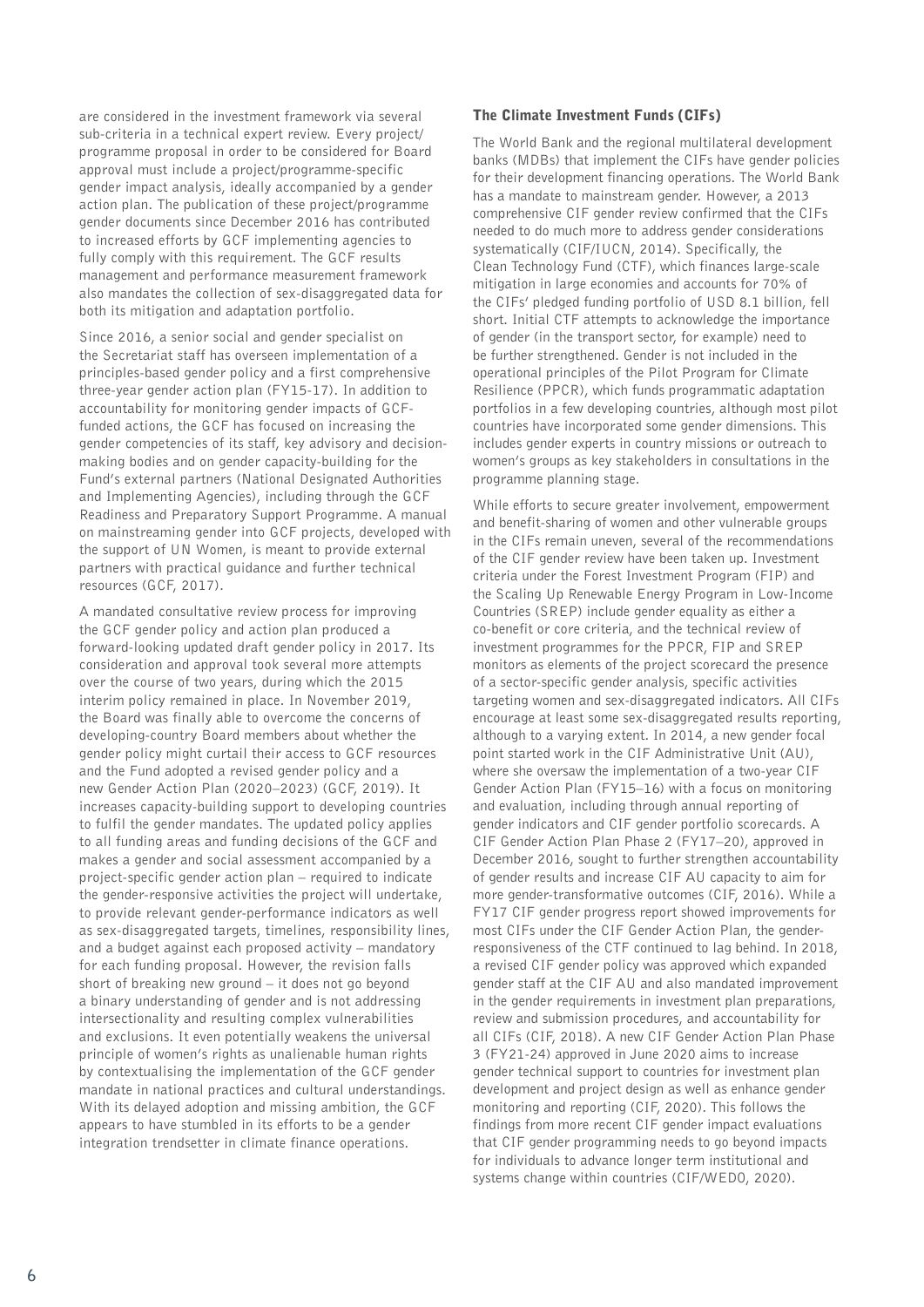are considered in the investment framework via several sub-criteria in a technical expert review. Every project/programme proposal in order to be considered for Board approval must include a project/programme-specific gender impact analysis, ideally accompanied by a gender action plan. The publication of these project/programme gender documents since December 2016 has contributed to increased efforts by GCF implementing agencies to fully comply with this requirement. The GCF results management and performance measurement framework also mandates the collection of sex-disaggregated data for both its mitigation and adaptation portfolio.

Since 2016, a senior social and gender specialist on the Secretariat staff has overseen implementation of a principles-based gender policy and a first comprehensive three-year gender action plan (FY15-17). In addition to accountability for monitoring gender impacts of GCF-funded actions, the GCF has focused on increasing the gender competencies of its staff, key advisory and decision-making bodies and on gender capacity-building for the Fund's external partners (National Designated Authorities and Implementing Agencies), including through the GCF Readiness and Preparatory Support Programme. A manual on mainstreaming gender into GCF projects, developed with the support of UN Women, is meant to provide external partners with practical guidance and further technical resources (GCF, 2017).

A mandated consultative review process for improving the GCF gender policy and action plan produced a forward-looking updated draft gender policy in 2017. Its consideration and approval took several more attempts over the course of two years, during which the 2015 interim policy remained in place. In November 2019, the Board was finally able to overcome the concerns of developing-country Board members about whether the gender policy might curtail their access to GCF resources and the Fund adopted a revised gender policy and a new Gender Action Plan (2020–2023) (GCF, 2019). It increases capacity-building support to developing countries to fulfil the gender mandates. The updated policy applies to all funding areas and funding decisions of the GCF and makes a gender and social assessment accompanied by a project-specific gender action plan – required to indicate the gender-responsive activities the project will undertake, to provide relevant gender-performance indicators as well as sex-disaggregated targets, timelines, responsibility lines, and a budget against each proposed activity – mandatory for each funding proposal. However, the revision falls short of breaking new ground – it does not go beyond a binary understanding of gender and is not addressing intersectionality and resulting complex vulnerabilities and exclusions. It even potentially weakens the universal principle of women's rights as unalienable human rights by contextualising the implementation of the GCF gender mandate in national practices and cultural understandings. With its delayed adoption and missing ambition, the GCF appears to have stumbled in its efforts to be a gender integration trendsetter in climate finance operations.

### The Climate Investment Funds (CIFs)

The World Bank and the regional multilateral development banks (MDBs) that implement the CIFs have gender policies for their development financing operations. The World Bank has a mandate to mainstream gender. However, a 2013 comprehensive CIF gender review confirmed that the CIFs needed to do much more to address gender considerations systematically (CIF/IUCN, 2014). Specifically, the Clean Technology Fund (CTF), which finances large-scale mitigation in large economies and accounts for 70% of the CIFs' pledged funding portfolio of USD 8.1 billion, fell short. Initial CTF attempts to acknowledge the importance of gender (in the transport sector, for example) need to be further strengthened. Gender is not included in the operational principles of the Pilot Program for Climate Resilience (PPCR), which funds programmatic adaptation portfolios in a few developing countries, although most pilot countries have incorporated some gender dimensions. This includes gender experts in country missions or outreach to women's groups as key stakeholders in consultations in the programme planning stage.

While efforts to secure greater involvement, empowerment and benefit-sharing of women and other vulnerable groups in the CIFs remain uneven, several of the recommendations of the CIF gender review have been taken up. Investment criteria under the Forest Investment Program (FIP) and the Scaling Up Renewable Energy Program in Low-Income Countries (SREP) include gender equality as either a co-benefit or core criteria, and the technical review of investment programmes for the PPCR, FIP and SREP monitors as elements of the project scorecard the presence of a sector-specific gender analysis, specific activities targeting women and sex-disaggregated indicators. All CIFs encourage at least some sex-disaggregated results reporting, although to a varying extent. In 2014, a new gender focal point started work in the CIF Administrative Unit (AU), where she oversaw the implementation of a two-year CIF Gender Action Plan (FY15–16) with a focus on monitoring and evaluation, including through annual reporting of gender indicators and CIF gender portfolio scorecards. A CIF Gender Action Plan Phase 2 (FY17–20), approved in December 2016, sought to further strengthen accountability of gender results and increase CIF AU capacity to aim for more gender-transformative outcomes (CIF, 2016). While a FY17 CIF gender progress report showed improvements for most CIFs under the CIF Gender Action Plan, the gender-responsiveness of the CTF continued to lag behind. In 2018, a revised CIF gender policy was approved which expanded gender staff at the CIF AU and also mandated improvement in the gender requirements in investment plan preparations, review and submission procedures, and accountability for all CIFs (CIF, 2018). A new CIF Gender Action Plan Phase 3 (FY21-24) approved in June 2020 aims to increase gender technical support to countries for investment plan development and project design as well as enhance gender monitoring and reporting (CIF, 2020). This follows the findings from more recent CIF gender impact evaluations that CIF gender programming needs to go beyond impacts for individuals to advance longer term institutional and systems change within countries (CIF/WEDO, 2020).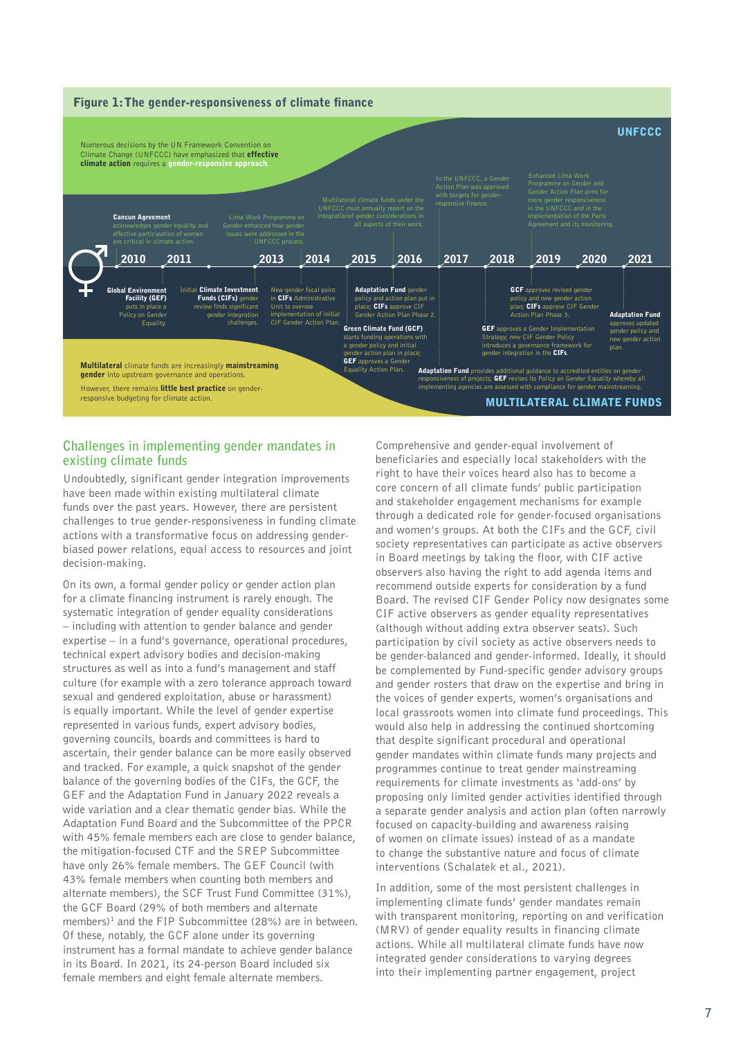## Figure 1: The gender-responsiveness of climate finance

**UNFCCC**

Numerous decisions by the UN Framework Convention on Climate Change (UNFCCC) have emphasized that **effective climate action** requires a **gender-responsive approach**.

- **2010** – **Cancun Agreement** acknowledges gender equality and effective participation of women are critical in climate action. **Global Environment Facility (GEF)** puts in place a Policy on Gender Equality.
- **2011** – Initial **Climate Investment Funds (CIFs)** gender review finds significant gender integration challenges.
- **2013** – Lima Work Programme on Gender enhanced how gender issues were addressed in the UNFCCC process. New gender focal point in **CIFs** Administrative Unit to oversee implementation of initial CIF Gender Action Plan.
- **2014–2015** – Multilateral climate funds under the UNFCCC must annually report on the integrationof gender considerations in all aspects of their work. **Adaptation Fund** gender policy and action plan put in place; **CIFs** approve CIF Gender Action Plan Phase 2. **Green Climate Fund (GCF)** starts funding operations with a gender policy and initial gender action plan in place; **GEF** approves a Gender Equality Action Plan.
- **2017** – In the UNFCCC, a Gender Action Plan was approved with targets for gender-responsive finance.
- **2018** – **GEF** approves a Gender Implementation Strategy; new CIF Gender Policy introduces a governance framework for gender integration in the **CIFs**. **Adaptation Fund** provides additional guidance to accredited entities on gender responsiveness of projects; **GEF** revises its Policy on Gender Equality whereby all implementing agencies are assessed with compliance for gender mainstreaming.
- **2019** – Enhanced Lima Work Programme on Gender and Gender Action Plan aims for more gender responsiveness in the UNFCCC and in the implementation of the Paris Agreement and its monitoring. **GCF** approves revised gender policy and new gender action plan; **CIFs** approve CIF Gender Action Plan Phase 3.
- **2021** – **Adaptation Fund** approves updated gender policy and new gender action plan.

**Multilateral** climate funds are increasingly **mainstreaming gender** into upstream governance and operations.

However, there remains **little best practice** on gender-responsive budgeting for climate action.

**MULTILATERAL CLIMATE FUNDS**

## Challenges in implementing gender mandates in existing climate funds

Undoubtedly, significant gender integration improvements have been made within existing multilateral climate funds over the past years. However, there are persistent challenges to true gender-responsiveness in funding climate actions with a transformative focus on addressing gender-biased power relations, equal access to resources and joint decision-making.

On its own, a formal gender policy or gender action plan for a climate financing instrument is rarely enough. The systematic integration of gender equality considerations – including with attention to gender balance and gender expertise – in a fund's governance, operational procedures, technical expert advisory bodies and decision-making structures as well as into a fund's management and staff culture (for example with a zero tolerance approach toward sexual and gendered exploitation, abuse or harassment) is equally important. While the level of gender expertise represented in various funds, expert advisory bodies, governing councils, boards and committees is hard to ascertain, their gender balance can be more easily observed and tracked. For example, a quick snapshot of the gender balance of the governing bodies of the CIFs, the GCF, the GEF and the Adaptation Fund in January 2022 reveals a wide variation and a clear thematic gender bias. While the Adaptation Fund Board and the Subcommittee of the PPCR with 45% female members each are close to gender balance, the mitigation-focused CTF and the SREP Subcommittee have only 26% female members. The GEF Council (with 43% female members when counting both members and alternate members), the SCF Trust Fund Committee (31%), the GCF Board (29% of both members and alternate members)[1] and the FIP Subcommittee (28%) are in between. Of these, notably, the GCF alone under its governing instrument has a formal mandate to achieve gender balance in its Board. In 2021, its 24-person Board included six female members and eight female alternate members.

Comprehensive and gender-equal involvement of beneficiaries and especially local stakeholders with the right to have their voices heard also has to become a core concern of all climate funds' public participation and stakeholder engagement mechanisms for example through a dedicated role for gender-focused organisations and women's groups. At both the CIFs and the GCF, civil society representatives can participate as active observers in Board meetings by taking the floor, with CIF active observers also having the right to add agenda items and recommend outside experts for consideration by a fund Board. The revised CIF Gender Policy now designates some CIF active observers as gender equality representatives (although without adding extra observer seats). Such participation by civil society as active observers needs to be gender-balanced and gender-informed. Ideally, it should be complemented by Fund-specific gender advisory groups and gender rosters that draw on the expertise and bring in the voices of gender experts, women's organisations and local grassroots women into climate fund proceedings. This would also help in addressing the continued shortcoming that despite significant procedural and operational gender mandates within climate funds many projects and programmes continue to treat gender mainstreaming requirements for climate investments as 'add-ons' by proposing only limited gender activities identified through a separate gender analysis and action plan (often narrowly focused on capacity-building and awareness raising of women on climate issues) instead of as a mandate to change the substantive nature and focus of climate interventions (Schalatek et al., 2021).

In addition, some of the most persistent challenges in implementing climate funds' gender mandates remain with transparent monitoring, reporting on and verification (MRV) of gender equality results in financing climate actions. While all multilateral climate funds have now integrated gender considerations to varying degrees into their implementing partner engagement, project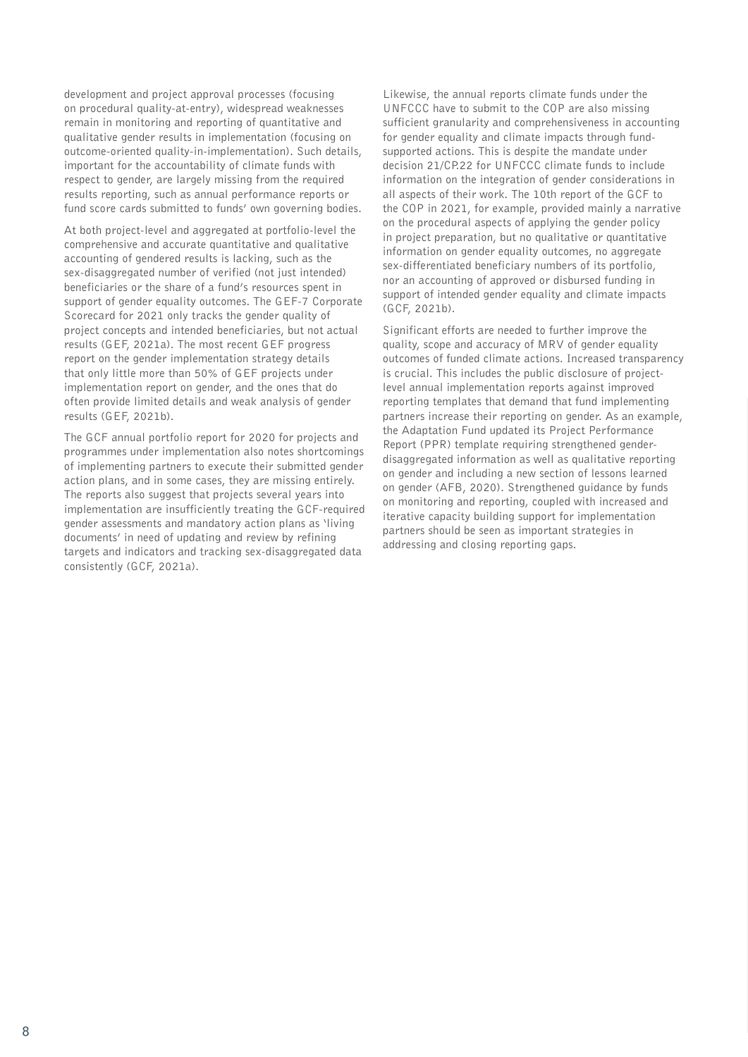development and project approval processes (focusing on procedural quality-at-entry), widespread weaknesses remain in monitoring and reporting of quantitative and qualitative gender results in implementation (focusing on outcome-oriented quality-in-implementation). Such details, important for the accountability of climate funds with respect to gender, are largely missing from the required results reporting, such as annual performance reports or fund score cards submitted to funds' own governing bodies.

At both project-level and aggregated at portfolio-level the comprehensive and accurate quantitative and qualitative accounting of gendered results is lacking, such as the sex-disaggregated number of verified (not just intended) beneficiaries or the share of a fund's resources spent in support of gender equality outcomes. The GEF-7 Corporate Scorecard for 2021 only tracks the gender quality of project concepts and intended beneficiaries, but not actual results (GEF, 2021a). The most recent GEF progress report on the gender implementation strategy details that only little more than 50% of GEF projects under implementation report on gender, and the ones that do often provide limited details and weak analysis of gender results (GEF, 2021b).

The GCF annual portfolio report for 2020 for projects and programmes under implementation also notes shortcomings of implementing partners to execute their submitted gender action plans, and in some cases, they are missing entirely. The reports also suggest that projects several years into implementation are insufficiently treating the GCF-required gender assessments and mandatory action plans as 'living documents' in need of updating and review by refining targets and indicators and tracking sex-disaggregated data consistently (GCF, 2021a).

Likewise, the annual reports climate funds under the UNFCCC have to submit to the COP are also missing sufficient granularity and comprehensiveness in accounting for gender equality and climate impacts through fund-supported actions. This is despite the mandate under decision 21/CP.22 for UNFCCC climate funds to include information on the integration of gender considerations in all aspects of their work. The 10th report of the GCF to the COP in 2021, for example, provided mainly a narrative on the procedural aspects of applying the gender policy in project preparation, but no qualitative or quantitative information on gender equality outcomes, no aggregate sex-differentiated beneficiary numbers of its portfolio, nor an accounting of approved or disbursed funding in support of intended gender equality and climate impacts (GCF, 2021b).

Significant efforts are needed to further improve the quality, scope and accuracy of MRV of gender equality outcomes of funded climate actions. Increased transparency is crucial. This includes the public disclosure of project-level annual implementation reports against improved reporting templates that demand that fund implementing partners increase their reporting on gender. As an example, the Adaptation Fund updated its Project Performance Report (PPR) template requiring strengthened gender-disaggregated information as well as qualitative reporting on gender and including a new section of lessons learned on gender (AFB, 2020). Strengthened guidance by funds on monitoring and reporting, coupled with increased and iterative capacity building support for implementation partners should be seen as important strategies in addressing and closing reporting gaps.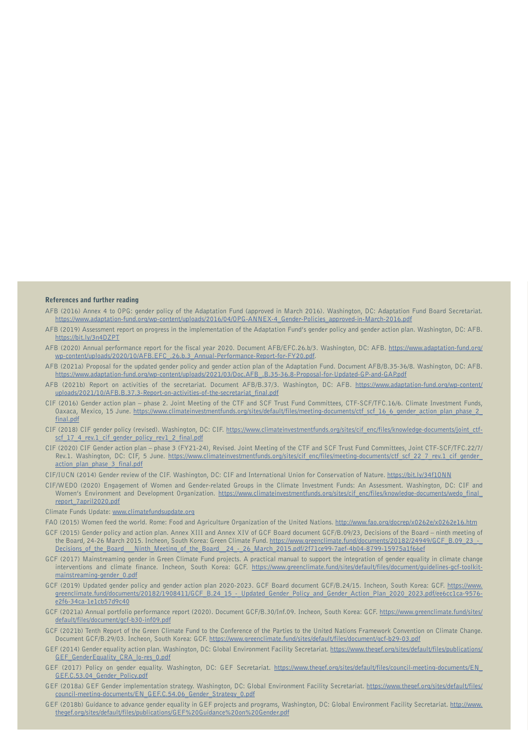### References and further reading

AFB (2016) Annex 4 to OPG: gender policy of the Adaptation Fund (approved in March 2016). Washington, DC: Adaptation Fund Board Secretariat. https://www.adaptation-fund.org/wp-content/uploads/2016/04/OPG-ANNEX-4_Gender-Policies_approved-in-March-2016.pdf

AFB (2019) Assessment report on progress in the implementation of the Adaptation Fund's gender policy and gender action plan. Washington, DC: AFB. https://bit.ly/3n4DZPT

AFB (2020) Annual performance report for the fiscal year 2020. Document AFB/EFC.26.b/3. Washington, DC: AFB. https://www.adaptation-fund.org/wp-content/uploads/2020/10/AFB.EFC_.26.b.3_Annual-Performance-Report-for-FY20.pdf.

AFB (2021a) Proposal for the updated gender policy and gender action plan of the Adaptation Fund. Document AFB/B.35-36/8. Washington, DC: AFB. https://www.adaptation-fund.org/wp-content/uploads/2021/03/Doc.AFB_.B.35-36.8-Proposal-for-Updated-GP-and-GAP.pdf

AFB (2021b) Report on activities of the secretariat. Document AFB/B.37/3. Washington, DC: AFB. https://www.adaptation-fund.org/wp-content/uploads/2021/10/AFB.B.37.3-Report-on-activities-of-the-secretariat_final.pdf

CIF (2016) Gender action plan – phase 2. Joint Meeting of the CTF and SCF Trust Fund Committees, CTF-SCF/TFC.16/6. Climate Investment Funds, Oaxaca, Mexico, 15 June. https://www.climateinvestmentfunds.org/sites/default/files/meeting-documents/ctf_scf_16_6_gender_action_plan_phase_2_final.pdf

CIF (2018) CIF gender policy (revised). Washington, DC: CIF. https://www.climateinvestmentfunds.org/sites/cif_enc/files/knowledge-documents/joint_ctf-scf_17_4_rev.1_cif_gender_policy_rev1_2_final.pdf

CIF (2020) CIF Gender action plan – phase 3 (FY21-24), Revised. Joint Meeting of the CTF and SCF Trust Fund Committees, Joint CTF-SCF/TFC.22/7/Rev.1. Washington, DC: CIF, 5 June. https://www.climateinvestmentfunds.org/sites/cif_enc/files/meeting-documents/ctf_scf_22_7_rev.1_cif_gender_action_plan_phase_3_final.pdf

CIF/IUCN (2014) Gender review of the CIF. Washington, DC: CIF and International Union for Conservation of Nature. https://bit.ly/34f1ONN

CIF/WEDO (2020) Engagement of Women and Gender-related Groups in the Climate Investment Funds: An Assessment. Washington, DC: CIF and Women's Environment and Development Organization. https://www.climateinvestmentfunds.org/sites/cif_enc/files/knowledge-documents/wedo_final_report_7april2020.pdf

Climate Funds Update: www.climatefundsupdate.org

FAO (2015) Women feed the world. Rome: Food and Agriculture Organization of the United Nations. http://www.fao.org/docrep/x0262e/x0262e16.htm

GCF (2015) Gender policy and action plan. Annex XIII and Annex XIV of GCF Board document GCF/B.09/23, Decisions of the Board – ninth meeting of the Board, 24-26 March 2015. Incheon, South Korea: Green Climate Fund. https://www.greenclimate.fund/documents/20182/24949/GCF_B.09_23_-_Decisions_of_the_Board___Ninth_Meeting_of_the_Board__24_-_26_March_2015.pdf/2f71ce99-7aef-4b04-8799-15975a1f66ef

GCF (2017) Mainstreaming gender in Green Climate Fund projects. A practical manual to support the integration of gender equality in climate change interventions and climate finance. Incheon, South Korea: GCF. https://www.greenclimate.fund/sites/default/files/document/guidelines-gcf-toolkit-mainstreaming-gender_0.pdf

GCF (2019) Updated gender policy and gender action plan 2020-2023. GCF Board document GCF/B.24/15. Incheon, South Korea: GCF. https://www.greenclimate.fund/documents/20182/1908411/GCF_B.24_15_-_Updated_Gender_Policy_and_Gender_Action_Plan_2020_2023.pdf/ee6cc1ca-9576-e2f6-34ca-1e1cb57d9c40

GCF (2021a) Annual portfolio performance report (2020). Document GCF/B.30/Inf.09. Incheon, South Korea: GCF. https://www.greenclimate.fund/sites/default/files/document/gcf-b30-inf09.pdf

GCF (2021b) Tenth Report of the Green Climate Fund to the Conference of the Parties to the United Nations Framework Convention on Climate Change. Document GCF/B.29/03. Incheon, South Korea: GCF. https://www.greenclimate.fund/sites/default/files/document/gcf-b29-03.pdf

GEF (2014) Gender equality action plan. Washington, DC: Global Environment Facility Secretariat. https://www.thegef.org/sites/default/files/publications/GEF_GenderEquality_CRA_lo-res_0.pdf

GEF (2017) Policy on gender equality. Washington, DC: GEF Secretariat. https://www.thegef.org/sites/default/files/council-meeting-documents/EN_GEF.C.53.04_Gender_Policy.pdf

GEF (2018a) GEF Gender implementation strategy. Washington, DC: Global Environment Facility Secretariat. https://www.thegef.org/sites/default/files/council-meeting-documents/EN_GEF.C.54.06_Gender_Strategy_0.pdf

GEF (2018b) Guidance to advance gender equality in GEF projects and programs, Washington, DC: Global Environment Facility Secretariat. http://www.thegef.org/sites/default/files/publications/GEF%20Guidance%20on%20Gender.pdf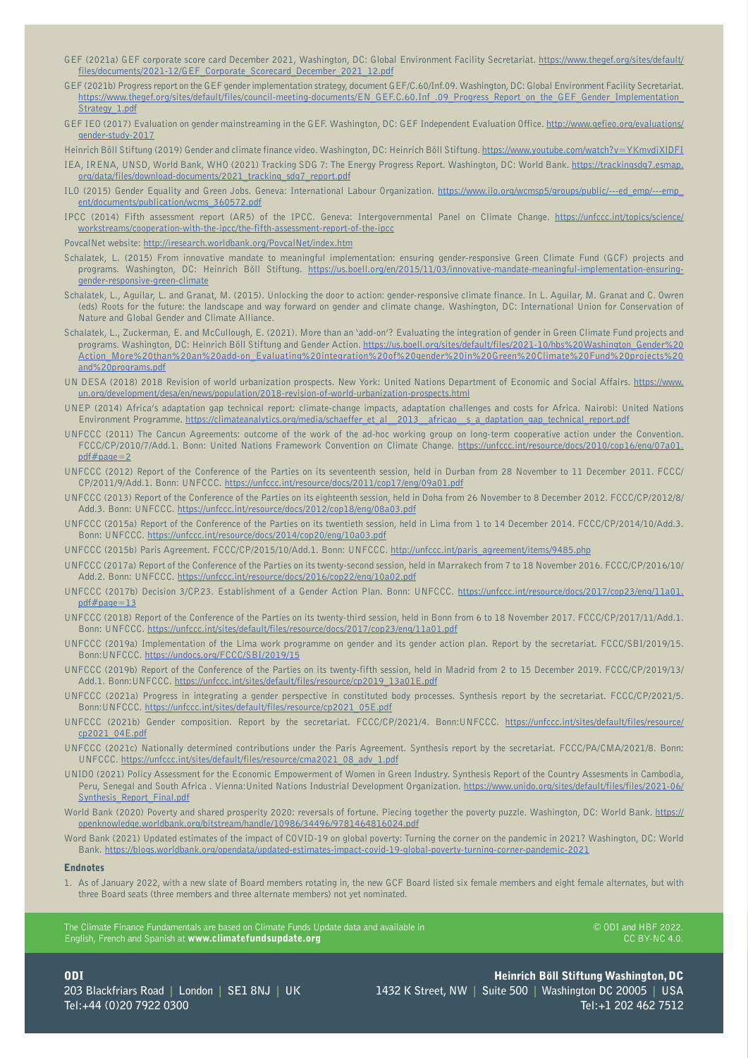GEF (2021a) GEF corporate score card December 2021, Washington, DC: Global Environment Facility Secretariat. https://www.thegef.org/sites/default/files/documents/2021-12/GEF_Corporate_Scorecard_December_2021_12.pdf

GEF (2021b) Progress report on the GEF gender implementation strategy, document GEF/C.60/Inf.09. Washington, DC: Global Environment Facility Secretariat. https://www.thegef.org/sites/default/files/council-meeting-documents/EN_GEF.C.60.Inf_.09_Progress_Report_on_the_GEF_Gender_Implementation_Strategy_1.pdf

GEF IEO (2017) Evaluation on gender mainstreaming in the GEF. Washington, DC: GEF Independent Evaluation Office. http://www.gefieo.org/evaluations/gender-study-2017

Heinrich Böll Stiftung (2019) Gender and climate finance video. Washington, DC: Heinrich Böll Stiftung. https://www.youtube.com/watch?v=YKmvdiXlDFI

IEA, IRENA, UNSD, World Bank, WHO (2021) Tracking SDG 7: The Energy Progress Report. Washington, DC: World Bank. https://trackingsdg7.esmap.org/data/files/download-documents/2021_tracking_sdg7_report.pdf

ILO (2015) Gender Equality and Green Jobs. Geneva: International Labour Organization. https://www.ilo.org/wcmsp5/groups/public/---ed_emp/---emp_ent/documents/publication/wcms_360572.pdf

IPCC (2014) Fifth assessment report (AR5) of the IPCC. Geneva: Intergovernmental Panel on Climate Change. https://unfccc.int/topics/science/workstreams/cooperation-with-the-ipcc/the-fifth-assessment-report-of-the-ipcc

PovcalNet website: http://iresearch.worldbank.org/PovcalNet/index.htm

Schalatek, L. (2015) From innovative mandate to meaningful implementation: ensuring gender-responsive Green Climate Fund (GCF) projects and programs. Washington, DC: Heinrich Böll Stiftung. https://us.boell.org/en/2015/11/03/innovative-mandate-meaningful-implementation-ensuring-gender-responsive-green-climate

Schalatek, L., Aguilar, L. and Granat, M. (2015). Unlocking the door to action: gender-responsive climate finance. In L. Aguilar, M. Granat and C. Owren (eds) Roots for the future: the landscape and way forward on gender and climate change. Washington, DC: International Union for Conservation of Nature and Global Gender and Climate Alliance.

Schalatek, L., Zuckerman, E. and McCullough, E. (2021). More than an 'add-on'? Evaluating the integration of gender in Green Climate Fund projects and programs. Washington, DC: Heinrich Böll Stiftung and Gender Action. https://us.boell.org/sites/default/files/2021-10/hbs%20Washington_Gender%20Action_More%20than%20an%20add-on_Evaluating%20integration%20of%20gender%20in%20Green%20Climate%20Fund%20projects%20and%20programs.pdf

UN DESA (2018) 2018 Revision of world urbanization prospects. New York: United Nations Department of Economic and Social Affairs. https://www.un.org/development/desa/en/news/population/2018-revision-of-world-urbanization-prospects.html

UNEP (2014) Africa's adaptation gap technical report: climate-change impacts, adaptation challenges and costs for Africa. Nairobi: United Nations Environment Programme. https://climateanalytics.org/media/schaeffer_et_al__2013__africa__s_a_daptation_gap_technical_report.pdf

UNFCCC (2011) The Cancun Agreements: outcome of the work of the ad-hoc working group on long-term cooperative action under the Convention. FCCC/CP/2010/7/Add.1. Bonn: United Nations Framework Convention on Climate Change. https://unfccc.int/resource/docs/2010/cop16/eng/07a01.pdf#page=2

UNFCCC (2012) Report of the Conference of the Parties on its seventeenth session, held in Durban from 28 November to 11 December 2011. FCCC/CP/2011/9/Add.1. Bonn: UNFCCC. https://unfccc.int/resource/docs/2011/cop17/eng/09a01.pdf

UNFCCC (2013) Report of the Conference of the Parties on its eighteenth session, held in Doha from 26 November to 8 December 2012. FCCC/CP/2012/8/Add.3. Bonn: UNFCCC. https://unfccc.int/resource/docs/2012/cop18/eng/08a03.pdf

UNFCCC (2015a) Report of the Conference of the Parties on its twentieth session, held in Lima from 1 to 14 December 2014. FCCC/CP/2014/10/Add.3. Bonn: UNFCCC. https://unfccc.int/resource/docs/2014/cop20/eng/10a03.pdf

UNFCCC (2015b) Paris Agreement. FCCC/CP/2015/10/Add.1. Bonn: UNFCCC. http://unfccc.int/paris_agreement/items/9485.php

UNFCCC (2017a) Report of the Conference of the Parties on its twenty-second session, held in Marrakech from 7 to 18 November 2016. FCCC/CP/2016/10/Add.2. Bonn: UNFCCC. https://unfccc.int/resource/docs/2016/cop22/eng/10a02.pdf

UNFCCC (2017b) Decision 3/CP.23. Establishment of a Gender Action Plan. Bonn: UNFCCC. https://unfccc.int/resource/docs/2017/cop23/eng/11a01.pdf#page=13

UNFCCC (2018) Report of the Conference of the Parties on its twenty-third session, held in Bonn from 6 to 18 November 2017. FCCC/CP/2017/11/Add.1. Bonn: UNFCCC. https://unfccc.int/sites/default/files/resource/docs/2017/cop23/eng/11a01.pdf

UNFCCC (2019a) Implementation of the Lima work programme on gender and its gender action plan. Report by the secretariat. FCCC/SBI/2019/15. Bonn:UNFCCC. https://undocs.org/FCCC/SBI/2019/15

UNFCCC (2019b) Report of the Conference of the Parties on its twenty-fifth session, held in Madrid from 2 to 15 December 2019. FCCC/CP/2019/13/Add.1. Bonn:UNFCCC. https://unfccc.int/sites/default/files/resource/cp2019_13a01E.pdf

UNFCCC (2021a) Progress in integrating a gender perspective in constituted body processes. Synthesis report by the secretariat. FCCC/CP/2021/5. Bonn:UNFCCC. https://unfccc.int/sites/default/files/resource/cp2021_05E.pdf

UNFCCC (2021b) Gender composition. Report by the secretariat. FCCC/CP/2021/4. Bonn:UNFCCC. https://unfccc.int/sites/default/files/resource/cp2021_04E.pdf

UNFCCC (2021c) Nationally determined contributions under the Paris Agreement. Synthesis report by the secretariat. FCCC/PA/CMA/2021/8. Bonn: UNFCCC. https://unfccc.int/sites/default/files/resource/cma2021_08_adv_1.pdf

UNIDO (2021) Policy Assessment for the Economic Empowerment of Women in Green Industry. Synthesis Report of the Country Assesments in Cambodia, Peru, Senegal and South Africa . Vienna:United Nations Industrial Development Organization. https://www.unido.org/sites/default/files/files/2021-06/Synthesis_Report_Final.pdf

World Bank (2020) Poverty and shared prosperity 2020: reversals of fortune. Piecing together the poverty puzzle. Washington, DC: World Bank. https://openknowledge.worldbank.org/bitstream/handle/10986/34496/9781464816024.pdf

Word Bank (2021) Updated estimates of the impact of COVID-19 on global poverty: Turning the corner on the pandemic in 2021? Washington, DC: World Bank. https://blogs.worldbank.org/opendata/updated-estimates-impact-covid-19-global-poverty-turning-corner-pandemic-2021

## Endnotes

1. As of January 2022, with a new slate of Board members rotating in, the new GCF Board listed six female members and eight female alternates, but with three Board seats (three members and three alternate members) not yet nominated.

The Climate Finance Fundamentals are based on Climate Funds Update data and available in English, French and Spanish at **www.climatefundsupdate.org**

© ODI and HBF 2022. CC BY-NC 4.0.

**ODI**
203 Blackfriars Road | London | SE1 8NJ | UK
Tel:+44 (0)20 7922 0300

**Heinrich Böll Stiftung Washington, DC**
1432 K Street, NW | Suite 500 | Washington DC 20005 | USA
Tel:+1 202 462 7512